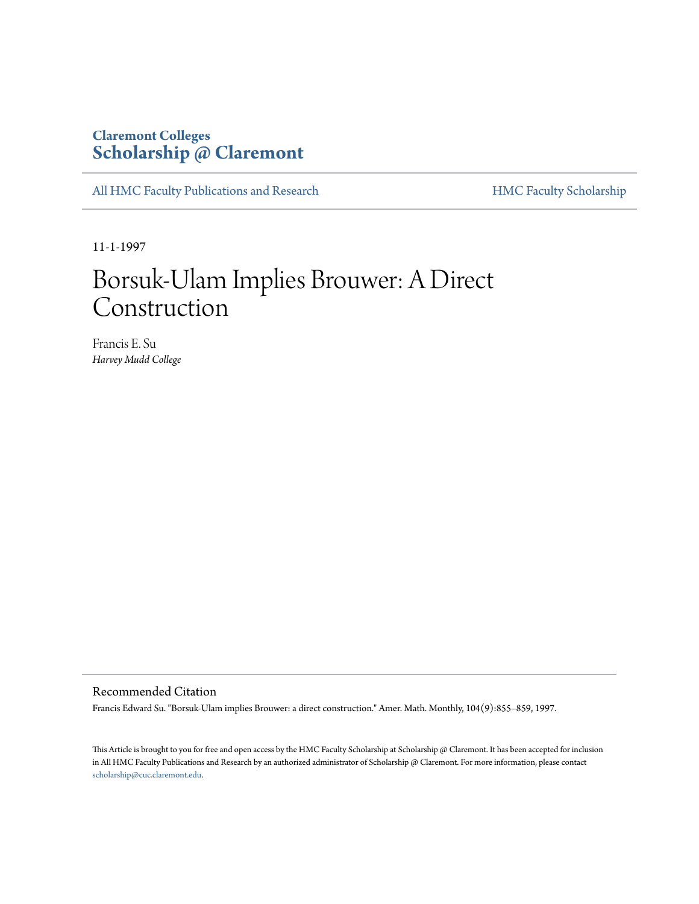Claremont Colleges
**Scholarship @ Claremont**

All HMC Faculty Publications and Research | HMC Faculty Scholarship

11-1-1997

# Borsuk-Ulam Implies Brouwer: A Direct Construction

Francis E. Su
*Harvey Mudd College*

## Recommended Citation

Francis Edward Su. "Borsuk-Ulam implies Brouwer: a direct construction." Amer. Math. Monthly, 104(9):855–859, 1997.

This Article is brought to you for free and open access by the HMC Faculty Scholarship at Scholarship @ Claremont. It has been accepted for inclusion in All HMC Faculty Publications and Research by an authorized administrator of Scholarship @ Claremont. For more information, please contact scholarship@cuc.claremont.edu.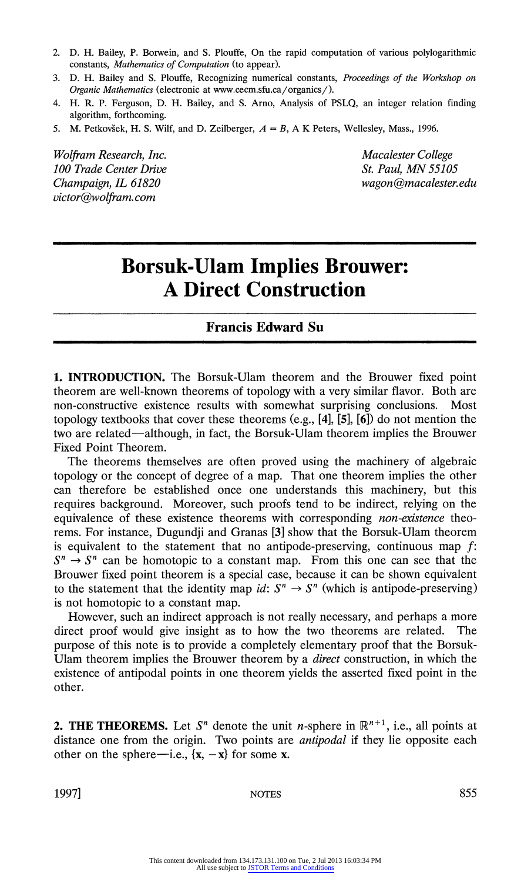2. D. H. Bailey, P. Borwein, and S. Plouffe, On the rapid computation of various polylogarithmic constants, *Mathematics of Computation* (to appear).
3. D. H. Bailey and S. Plouffe, Recognizing numerical constants, *Proceedings of the Workshop on Organic Mathematics* (electronic at www.cecm.sfu.ca/organics/).
4. H. R. P. Ferguson, D. H. Bailey, and S. Arno, Analysis of PSLQ, an integer relation finding algorithm, forthcoming.
5. M. Petkovšek, H. S. Wilf, and D. Zeilberger, $A = B$, A K Peters, Wellesley, Mass., 1996.

*Wolfram Research, Inc.*
*100 Trade Center Drive*
*Champaign, IL 61820*
*victor@wolfram.com*

*Macalester College*
*St. Paul, MN 55105*
*wagon@macalester.edu*

# Borsuk-Ulam Implies Brouwer: A Direct Construction

**Francis Edward Su**

**1. INTRODUCTION.** The Borsuk-Ulam theorem and the Brouwer fixed point theorem are well-known theorems of topology with a very similar flavor. Both are non-constructive existence results with somewhat surprising conclusions. Most topology textbooks that cover these theorems (e.g., **[4]**, **[5]**, **[6]**) do not mention the two are related—although, in fact, the Borsuk-Ulam theorem implies the Brouwer Fixed Point Theorem.

The theorems themselves are often proved using the machinery of algebraic topology or the concept of degree of a map. That one theorem implies the other can therefore be established once one understands this machinery, but this requires background. Moreover, such proofs tend to be indirect, relying on the equivalence of these existence theorems with corresponding *non-existence* theorems. For instance, Dugundji and Granas **[3]** show that the Borsuk-Ulam theorem is equivalent to the statement that no antipode-preserving, continuous map $f$: $S^n \to S^n$ can be homotopic to a constant map. From this one can see that the Brouwer fixed point theorem is a special case, because it can be shown equivalent to the statement that the identity map $id$: $S^n \to S^n$ (which is antipode-preserving) is not homotopic to a constant map.

However, such an indirect approach is not really necessary, and perhaps a more direct proof would give insight as to how the two theorems are related. The purpose of this note is to provide a completely elementary proof that the Borsuk-Ulam theorem implies the Brouwer theorem by a *direct* construction, in which the existence of antipodal points in one theorem yields the asserted fixed point in the other.

**2. THE THEOREMS.** Let $S^n$ denote the unit $n$-sphere in $\mathbb{R}^{n+1}$, i.e., all points at distance one from the origin. Two points are *antipodal* if they lie opposite each other on the sphere—i.e., $\{\mathbf{x}, -\mathbf{x}\}$ for some $\mathbf{x}$.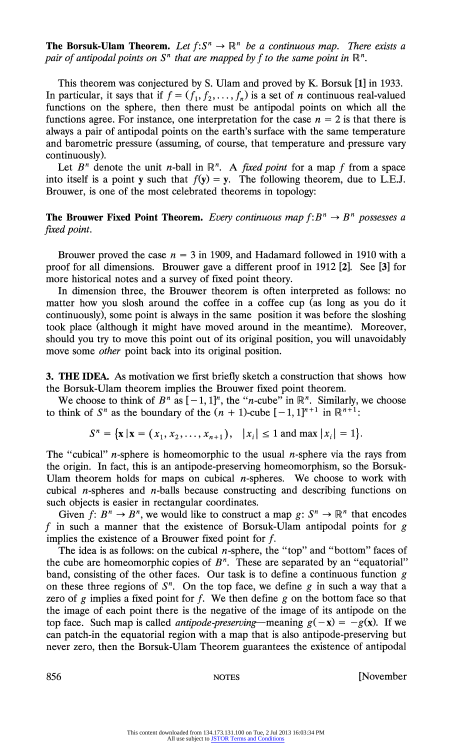**The Borsuk-Ulam Theorem.** *Let $f: S^n \to \mathbb{R}^n$ be a continuous map. There exists a pair of antipodal points on $S^n$ that are mapped by $f$ to the same point in $\mathbb{R}^n$.*

This theorem was conjectured by S. Ulam and proved by K. Borsuk [1] in 1933. In particular, it says that if $f = (f_1, f_2, \dots, f_n)$ is a set of $n$ continuous real-valued functions on the sphere, then there must be antipodal points on which all the functions agree. For instance, one interpretation for the case $n = 2$ is that there is always a pair of antipodal points on the earth's surface with the same temperature and barometric pressure (assuming, of course, that temperature and pressure vary continuously).

Let $B^n$ denote the unit $n$-ball in $\mathbb{R}^n$. A *fixed point* for a map $f$ from a space into itself is a point $\mathbf{y}$ such that $f(\mathbf{y}) = \mathbf{y}$. The following theorem, due to L.E.J. Brouwer, is one of the most celebrated theorems in topology:

**The Brouwer Fixed Point Theorem.** *Every continuous map $f: B^n \to B^n$ possesses a fixed point.*

Brouwer proved the case $n = 3$ in 1909, and Hadamard followed in 1910 with a proof for all dimensions. Brouwer gave a different proof in 1912 [2]. See [3] for more historical notes and a survey of fixed point theory.

In dimension three, the Brouwer theorem is often interpreted as follows: no matter how you slosh around the coffee in a coffee cup (as long as you do it continuously), some point is always in the same position it was before the sloshing took place (although it might have moved around in the meantime). Moreover, should you try to move this point out of its original position, you will unavoidably move some *other* point back into its original position.

**3. THE IDEA.** As motivation we first briefly sketch a construction that shows how the Borsuk-Ulam theorem implies the Brouwer fixed point theorem.

We choose to think of $B^n$ as $[-1,1]^n$, the "$n$-cube" in $\mathbb{R}^n$. Similarly, we choose to think of $S^n$ as the boundary of the $(n+1)$-cube $[-1,1]^{n+1}$ in $\mathbb{R}^{n+1}$:

$$S^n = \{\mathbf{x} \mid \mathbf{x} = (x_1, x_2, \dots, x_{n+1}), \quad |x_i| \le 1 \text{ and } \max |x_i| = 1\}.$$

The "cubical" $n$-sphere is homeomorphic to the usual $n$-sphere via the rays from the origin. In fact, this is an antipode-preserving homeomorphism, so the Borsuk-Ulam theorem holds for maps on cubical $n$-spheres. We choose to work with cubical $n$-spheres and $n$-balls because constructing and describing functions on such objects is easier in rectangular coordinates.

Given $f: B^n \to B^n$, we would like to construct a map $g: S^n \to \mathbb{R}^n$ that encodes $f$ in such a manner that the existence of Borsuk-Ulam antipodal points for $g$ implies the existence of a Brouwer fixed point for $f$.

The idea is as follows: on the cubical $n$-sphere, the "top" and "bottom" faces of the cube are homeomorphic copies of $B^n$. These are separated by an "equatorial" band, consisting of the other faces. Our task is to define a continuous function $g$ on these three regions of $S^n$. On the top face, we define $g$ in such a way that a zero of $g$ implies a fixed point for $f$. We then define $g$ on the bottom face so that the image of each point there is the negative of the image of its antipode on the top face. Such map is called *antipode-preserving*—meaning $g(-\mathbf{x}) = -g(\mathbf{x})$. If we can patch-in the equatorial region with a map that is also antipode-preserving but never zero, then the Borsuk-Ulam Theorem guarantees the existence of antipodal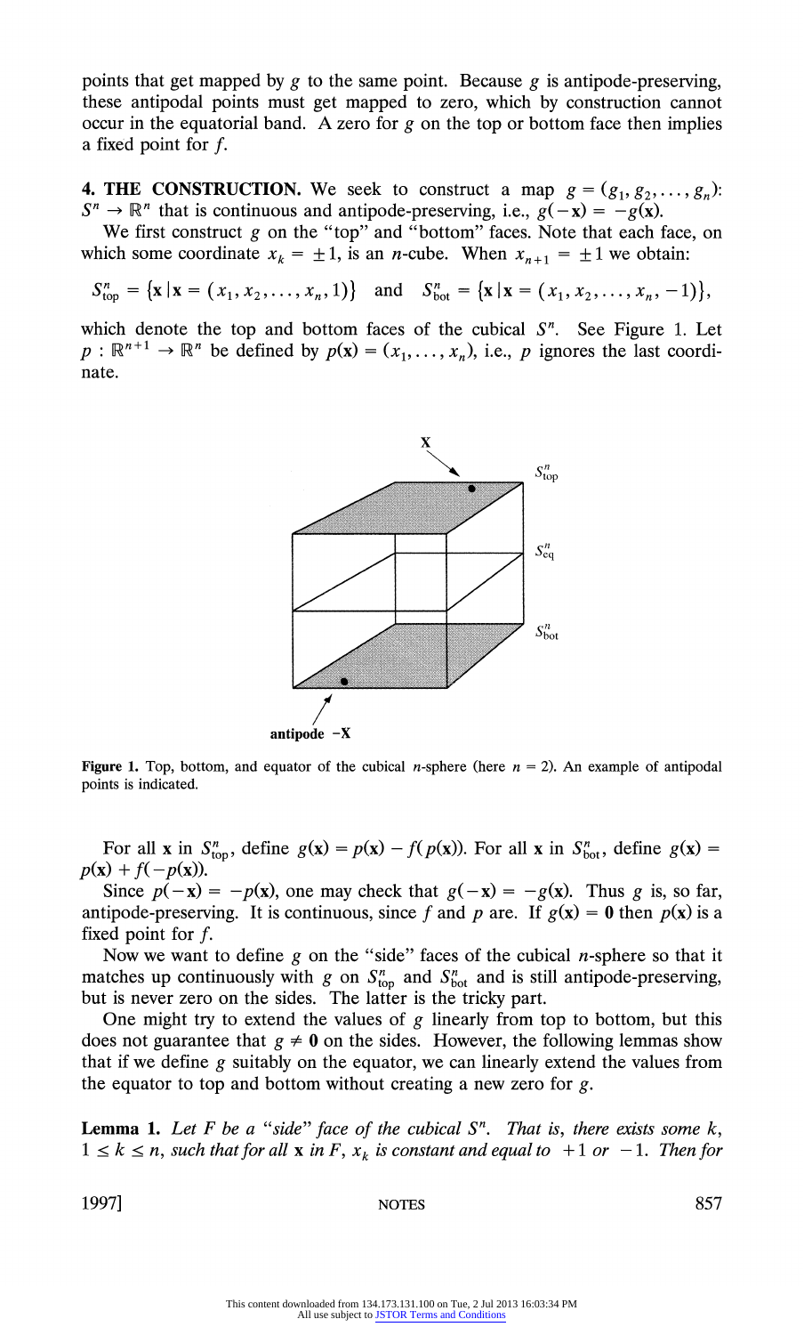points that get mapped by $g$ to the same point. Because $g$ is antipode-preserving, these antipodal points must get mapped to zero, which by construction cannot occur in the equatorial band. A zero for $g$ on the top or bottom face then implies a fixed point for $f$.

**4. THE CONSTRUCTION.** We seek to construct a map $g = (g_1, g_2, \ldots, g_n)$: $S^n \to \mathbb{R}^n$ that is continuous and antipode-preserving, i.e., $g(-\mathbf{x}) = -g(\mathbf{x})$.

We first construct $g$ on the "top" and "bottom" faces. Note that each face, on which some coordinate $x_k = \pm 1$, is an $n$-cube. When $x_{n+1} = \pm 1$ we obtain:

$$S^n_{\text{top}} = \{\mathbf{x} \mid \mathbf{x} = (x_1, x_2, \ldots, x_n, 1)\} \quad \text{and} \quad S^n_{\text{bot}} = \{\mathbf{x} \mid \mathbf{x} = (x_1, x_2, \ldots, x_n, -1)\},$$

which denote the top and bottom faces of the cubical $S^n$. See Figure 1. Let $p : \mathbb{R}^{n+1} \to \mathbb{R}^n$ be defined by $p(\mathbf{x}) = (x_1, \ldots, x_n)$, i.e., $p$ ignores the last coordinate.

**Figure 1.** Top, bottom, and equator of the cubical $n$-sphere (here $n = 2$). An example of antipodal points is indicated.

For all $\mathbf{x}$ in $S^n_{\text{top}}$, define $g(\mathbf{x}) = p(\mathbf{x}) - f(p(\mathbf{x}))$. For all $\mathbf{x}$ in $S^n_{\text{bot}}$, define $g(\mathbf{x}) = p(\mathbf{x}) + f(-p(\mathbf{x}))$.

Since $p(-\mathbf{x}) = -p(\mathbf{x})$, one may check that $g(-\mathbf{x}) = -g(\mathbf{x})$. Thus $g$ is, so far, antipode-preserving. It is continuous, since $f$ and $p$ are. If $g(\mathbf{x}) = \mathbf{0}$ then $p(\mathbf{x})$ is a fixed point for $f$.

Now we want to define $g$ on the "side" faces of the cubical $n$-sphere so that it matches up continuously with $g$ on $S^n_{\text{top}}$ and $S^n_{\text{bot}}$ and is still antipode-preserving, but is never zero on the sides. The latter is the tricky part.

One might try to extend the values of $g$ linearly from top to bottom, but this does not guarantee that $g \neq \mathbf{0}$ on the sides. However, the following lemmas show that if we define $g$ suitably on the equator, we can linearly extend the values from the equator to top and bottom without creating a new zero for $g$.

**Lemma 1.** *Let $F$ be a "side" face of the cubical $S^n$. That is, there exists some $k$, $1 \leq k \leq n$, such that for all $\mathbf{x}$ in $F$, $x_k$ is constant and equal to $+1$ or $-1$. Then for*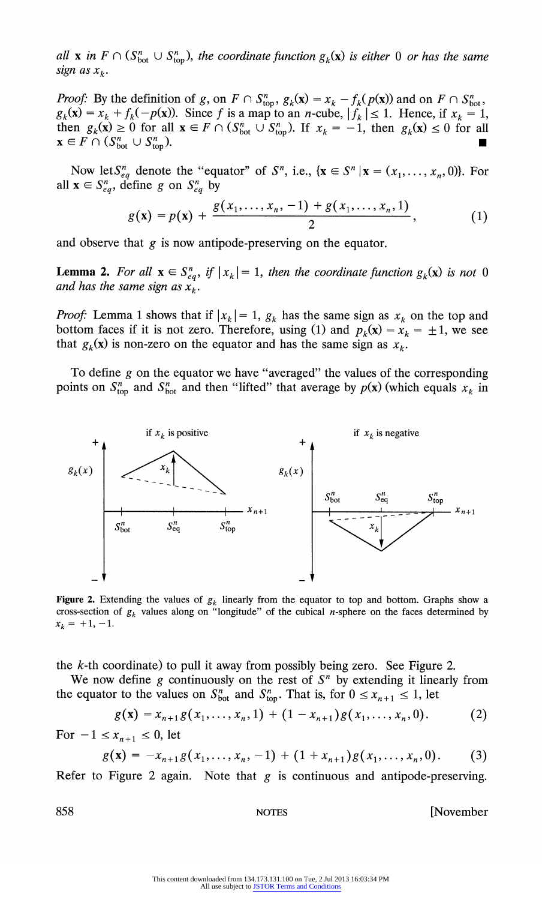*all* $\mathbf{x}$ *in* $F \cap (S^n_{\text{bot}} \cup S^n_{\text{top}})$, *the coordinate function* $g_k(\mathbf{x})$ *is either* 0 *or has the same sign as* $x_k$.

*Proof:* By the definition of $g$, on $F \cap S^n_{\text{top}}$, $g_k(\mathbf{x}) = x_k - f_k(p(\mathbf{x}))$ and on $F \cap S^n_{\text{bot}}$, $g_k(\mathbf{x}) = x_k + f_k(-p(\mathbf{x}))$. Since $f$ is a map to an $n$-cube, $|f_k| \leq 1$. Hence, if $x_k = 1$, then $g_k(\mathbf{x}) \geq 0$ for all $\mathbf{x} \in F \cap (S^n_{\text{bot}} \cup S^n_{\text{top}})$. If $x_k = -1$, then $g_k(\mathbf{x}) \leq 0$ for all $\mathbf{x} \in F \cap (S^n_{\text{bot}} \cup S^n_{\text{top}})$. ∎

Now let $S^n_{eq}$ denote the "equator" of $S^n$, i.e., $\{\mathbf{x} \in S^n \,|\, \mathbf{x} = (x_1, \ldots, x_n, 0)\}$. For all $\mathbf{x} \in S^n_{eq}$, define $g$ on $S^n_{eq}$ by

$$g(\mathbf{x}) = p(\mathbf{x}) + \frac{g(x_1, \ldots, x_n, -1) + g(x_1, \ldots, x_n, 1)}{2}, \tag{1}$$

and observe that $g$ is now antipode-preserving on the equator.

**Lemma 2.** *For all* $\mathbf{x} \in S^n_{eq}$, *if* $|x_k| = 1$, *then the coordinate function* $g_k(\mathbf{x})$ *is not* 0 *and has the same sign as* $x_k$.

*Proof:* Lemma 1 shows that if $|x_k| = 1$, $g_k$ has the same sign as $x_k$ on the top and bottom faces if it is not zero. Therefore, using (1) and $p_k(\mathbf{x}) = x_k = \pm 1$, we see that $g_k(\mathbf{x})$ is non-zero on the equator and has the same sign as $x_k$.

To define $g$ on the equator we have "averaged" the values of the corresponding points on $S^n_{\text{top}}$ and $S^n_{\text{bot}}$ and then "lifted" that average by $p(\mathbf{x})$ (which equals $x_k$ in the $k$-th coordinate) to pull it away from possibly being zero. See Figure 2.

**Figure 2.** Extending the values of $g_k$ linearly from the equator to top and bottom. Graphs show a cross-section of $g_k$ values along on "longitude" of the cubical $n$-sphere on the faces determined by $x_k = +1, -1$.

We now define $g$ continuously on the rest of $S^n$ by extending it linearly from the equator to the values on $S^n_{\text{bot}}$ and $S^n_{\text{top}}$. That is, for $0 \leq x_{n+1} \leq 1$, let

$$g(\mathbf{x}) = x_{n+1} g(x_1, \ldots, x_n, 1) + (1 - x_{n+1}) g(x_1, \ldots, x_n, 0). \tag{2}$$

For $-1 \leq x_{n+1} \leq 0$, let

$$g(\mathbf{x}) = -x_{n+1} g(x_1, \ldots, x_n, -1) + (1 + x_{n+1}) g(x_1, \ldots, x_n, 0). \tag{3}$$

Refer to Figure 2 again. Note that $g$ is continuous and antipode-preserving.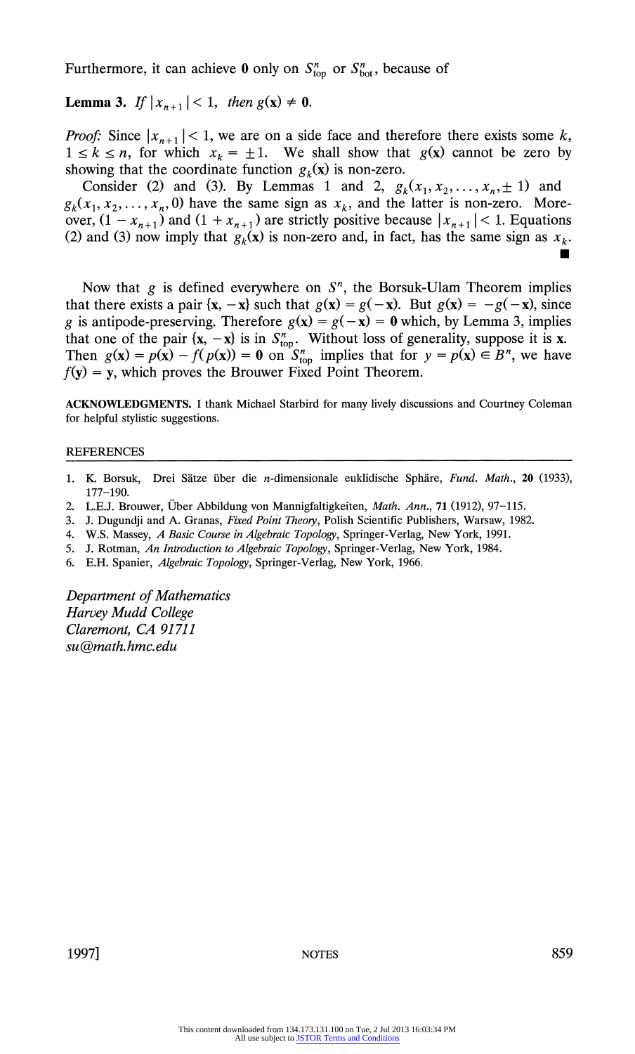Furthermore, it can achieve $\mathbf{0}$ only on $S^n_{\text{top}}$ or $S^n_{\text{bot}}$, because of

**Lemma 3.** *If* $|x_{n+1}| < 1$, *then* $g(\mathbf{x}) \neq \mathbf{0}$.

*Proof:* Since $|x_{n+1}| < 1$, we are on a side face and therefore there exists some $k$, $1 \leq k \leq n$, for which $x_k = \pm 1$. We shall show that $g(\mathbf{x})$ cannot be zero by showing that the coordinate function $g_k(\mathbf{x})$ is non-zero.

Consider (2) and (3). By Lemmas 1 and 2, $g_k(x_1, x_2, \ldots, x_n, \pm 1)$ and $g_k(x_1, x_2, \ldots, x_n, 0)$ have the same sign as $x_k$, and the latter is non-zero. Moreover, $(1 - x_{n+1})$ and $(1 + x_{n+1})$ are strictly positive because $|x_{n+1}| < 1$. Equations (2) and (3) now imply that $g_k(\mathbf{x})$ is non-zero and, in fact, has the same sign as $x_k$. ∎

Now that $g$ is defined everywhere on $S^n$, the Borsuk-Ulam Theorem implies that there exists a pair $\{\mathbf{x}, -\mathbf{x}\}$ such that $g(\mathbf{x}) = g(-\mathbf{x})$. But $g(\mathbf{x}) = -g(-\mathbf{x})$, since $g$ is antipode-preserving. Therefore $g(\mathbf{x}) = g(-\mathbf{x}) = \mathbf{0}$ which, by Lemma 3, implies that one of the pair $\{\mathbf{x}, -\mathbf{x}\}$ is in $S^n_{\text{top}}$. Without loss of generality, suppose it is $\mathbf{x}$. Then $g(\mathbf{x}) = p(\mathbf{x}) - f(p(\mathbf{x})) = \mathbf{0}$ on $S^n_{\text{top}}$ implies that for $y = p(\mathbf{x}) \in B^n$, we have $f(\mathbf{y}) = \mathbf{y}$, which proves the Brouwer Fixed Point Theorem.

**ACKNOWLEDGMENTS.** I thank Michael Starbird for many lively discussions and Courtney Coleman for helpful stylistic suggestions.

## REFERENCES

1. K. Borsuk, Drei Sätze über die $n$-dimensionale euklidische Sphäre, *Fund. Math.*, **20** (1933), 177–190.
2. L.E.J. Brouwer, Über Abbildung von Mannigfaltigkeiten, *Math. Ann.*, **71** (1912), 97–115.
3. J. Dugundji and A. Granas, *Fixed Point Theory*, Polish Scientific Publishers, Warsaw, 1982.
4. W.S. Massey, *A Basic Course in Algebraic Topology*, Springer-Verlag, New York, 1991.
5. J. Rotman, *An Introduction to Algebraic Topology*, Springer-Verlag, New York, 1984.
6. E.H. Spanier, *Algebraic Topology*, Springer-Verlag, New York, 1966.

*Department of Mathematics*
*Harvey Mudd College*
*Claremont, CA 91711*
*su@math.hmc.edu*